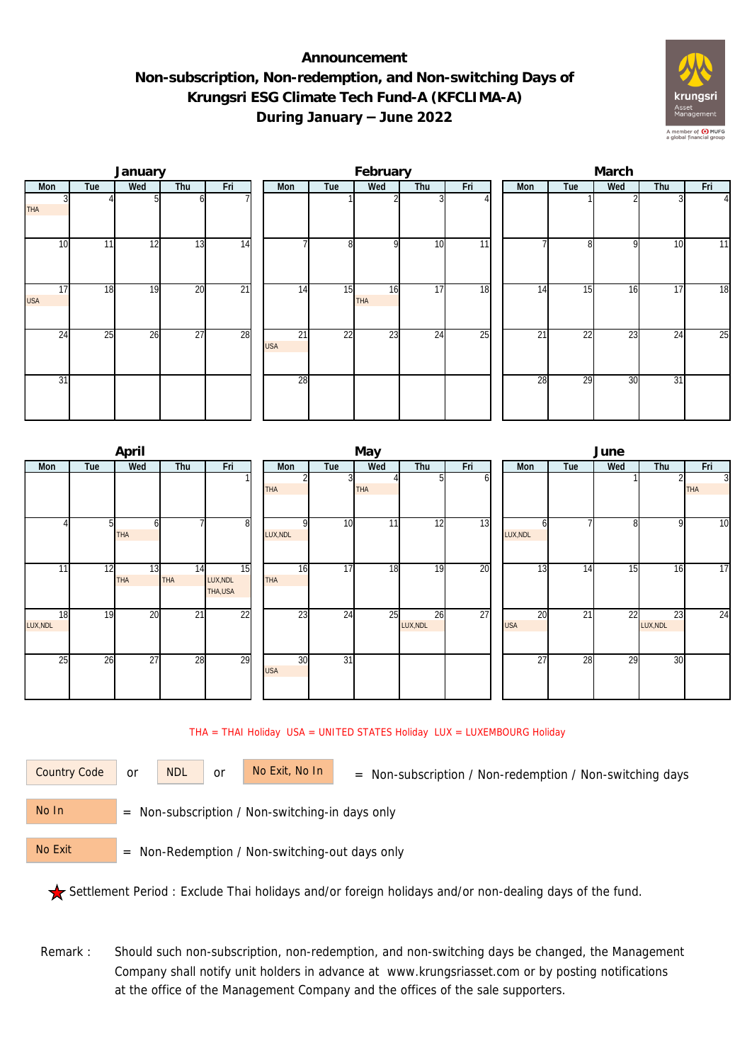# Announcement
## Non-subscription, Non-redemption, and Non-switching Days of Krungsri ESG Climate Tech Fund-A (KFCLIMA-A) During January – June 2022

### January

| Mon | Tue | Wed | Thu | Fri |
|---|---|---|---|---|
| 3 THA | 4 | 5 | 6 | 7 |
| 10 | 11 | 12 | 13 | 14 |
| 17 USA | 18 | 19 | 20 | 21 |
| 24 | 25 | 26 | 27 | 28 |
| 31 | | | | |

### February

| Mon | Tue | Wed | Thu | Fri |
|---|---|---|---|---|
| | 1 | 2 | 3 | 4 |
| 7 | 8 | 9 | 10 | 11 |
| 14 | 15 | 16 THA | 17 | 18 |
| 21 USA | 22 | 23 | 24 | 25 |
| 28 | | | | |

### March

| Mon | Tue | Wed | Thu | Fri |
|---|---|---|---|---|
| | 1 | 2 | 3 | 4 |
| 7 | 8 | 9 | 10 | 11 |
| 14 | 15 | 16 | 17 | 18 |
| 21 | 22 | 23 | 24 | 25 |
| 28 | 29 | 30 | 31 | |

### April

| Mon | Tue | Wed | Thu | Fri |
|---|---|---|---|---|
| | | | | 1 |
| 4 | 5 | 6 THA | 7 | 8 |
| 11 | 12 | 13 THA | 14 THA | 15 LUX,NDL THA,USA |
| 18 LUX,NDL | 19 | 20 | 21 | 22 |
| 25 | 26 | 27 | 28 | 29 |

### May

| Mon | Tue | Wed | Thu | Fri |
|---|---|---|---|---|
| 2 THA | 3 | 4 THA | 5 | 6 |
| 9 LUX,NDL | 10 | 11 | 12 | 13 |
| 16 THA | 17 | 18 | 19 | 20 |
| 23 | 24 | 25 | 26 LUX,NDL | 27 |
| 30 USA | 31 | | | |

### June

| Mon | Tue | Wed | Thu | Fri |
|---|---|---|---|---|
| | | 1 | 2 | 3 THA |
| 6 LUX,NDL | 7 | 8 | 9 | 10 |
| 13 | 14 | 15 | 16 | 17 |
| 20 USA | 21 | 22 | 23 LUX,NDL | 24 |
| 27 | 28 | 29 | 30 | |

THA = THAI Holiday USA = UNITED STATES Holiday LUX = LUXEMBOURG Holiday

Country Code or NDL or No Exit, No In = Non-subscription / Non-redemption / Non-switching days

No In = Non-subscription / Non-switching-in days only

No Exit = Non-Redemption / Non-switching-out days only

★ Settlement Period : Exclude Thai holidays and/or foreign holidays and/or non-dealing days of the fund.

Remark : Should such non-subscription, non-redemption, and non-switching days be changed, the Management Company shall notify unit holders in advance at www.krungsriasset.com or by posting notifications at the office of the Management Company and the offices of the sale supporters.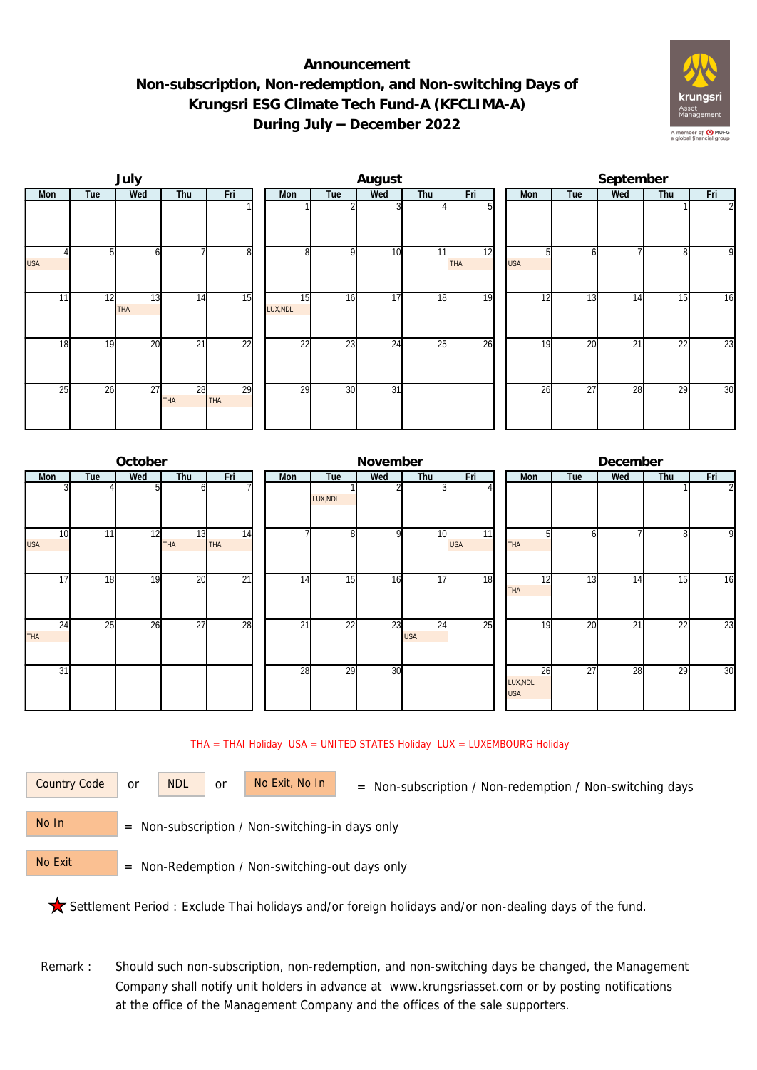# Announcement
## Non-subscription, Non-redemption, and Non-switching Days of Krungsri ESG Climate Tech Fund-A (KFCLIMA-A) During July – December 2022

### July

| Mon | Tue | Wed | Thu | Fri |
|---|---|---|---|---|
| | | | | 1 |
| 4 USA | 5 | 6 | 7 | 8 |
| 11 | 12 | 13 THA | 14 | 15 |
| 18 | 19 | 20 | 21 | 22 |
| 25 | 26 | 27 | 28 THA | 29 THA |

### August

| Mon | Tue | Wed | Thu | Fri |
|---|---|---|---|---|
| 1 | 2 | 3 | 4 | 5 |
| 8 | 9 | 10 | 11 | 12 THA |
| 15 LUX,NDL | 16 | 17 | 18 | 19 |
| 22 | 23 | 24 | 25 | 26 |
| 29 | 30 | 31 | | |

### September

| Mon | Tue | Wed | Thu | Fri |
|---|---|---|---|---|
| | | | 1 | 2 |
| 5 USA | 6 | 7 | 8 | 9 |
| 12 | 13 | 14 | 15 | 16 |
| 19 | 20 | 21 | 22 | 23 |
| 26 | 27 | 28 | 29 | 30 |

### October

| Mon | Tue | Wed | Thu | Fri |
|---|---|---|---|---|
| 3 | 4 | 5 | 6 | 7 |
| 10 USA | 11 | 12 | 13 THA | 14 THA |
| 17 | 18 | 19 | 20 | 21 |
| 24 THA | 25 | 26 | 27 | 28 |
| 31 | | | | |

### November

| Mon | Tue | Wed | Thu | Fri |
|---|---|---|---|---|
| | 1 LUX,NDL | 2 | 3 | 4 |
| 7 | 8 | 9 | 10 | 11 USA |
| 14 | 15 | 16 | 17 | 18 |
| 21 | 22 | 23 | 24 USA | 25 |
| 28 | 29 | 30 | | |

### December

| Mon | Tue | Wed | Thu | Fri |
|---|---|---|---|---|
| | | | 1 | 2 |
| 5 THA | 6 | 7 | 8 | 9 |
| 12 THA | 13 | 14 | 15 | 16 |
| 19 | 20 | 21 | 22 | 23 |
| 26 LUX,NDL USA | 27 | 28 | 29 | 30 |

THA = THAI Holiday USA = UNITED STATES Holiday LUX = LUXEMBOURG Holiday

Country Code or NDL or No Exit, No In = Non-subscription / Non-redemption / Non-switching days

No In = Non-subscription / Non-switching-in days only

No Exit = Non-Redemption / Non-switching-out days only

★ Settlement Period : Exclude Thai holidays and/or foreign holidays and/or non-dealing days of the fund.

Remark : Should such non-subscription, non-redemption, and non-switching days be changed, the Management Company shall notify unit holders in advance at www.krungsriasset.com or by posting notifications at the office of the Management Company and the offices of the sale supporters.